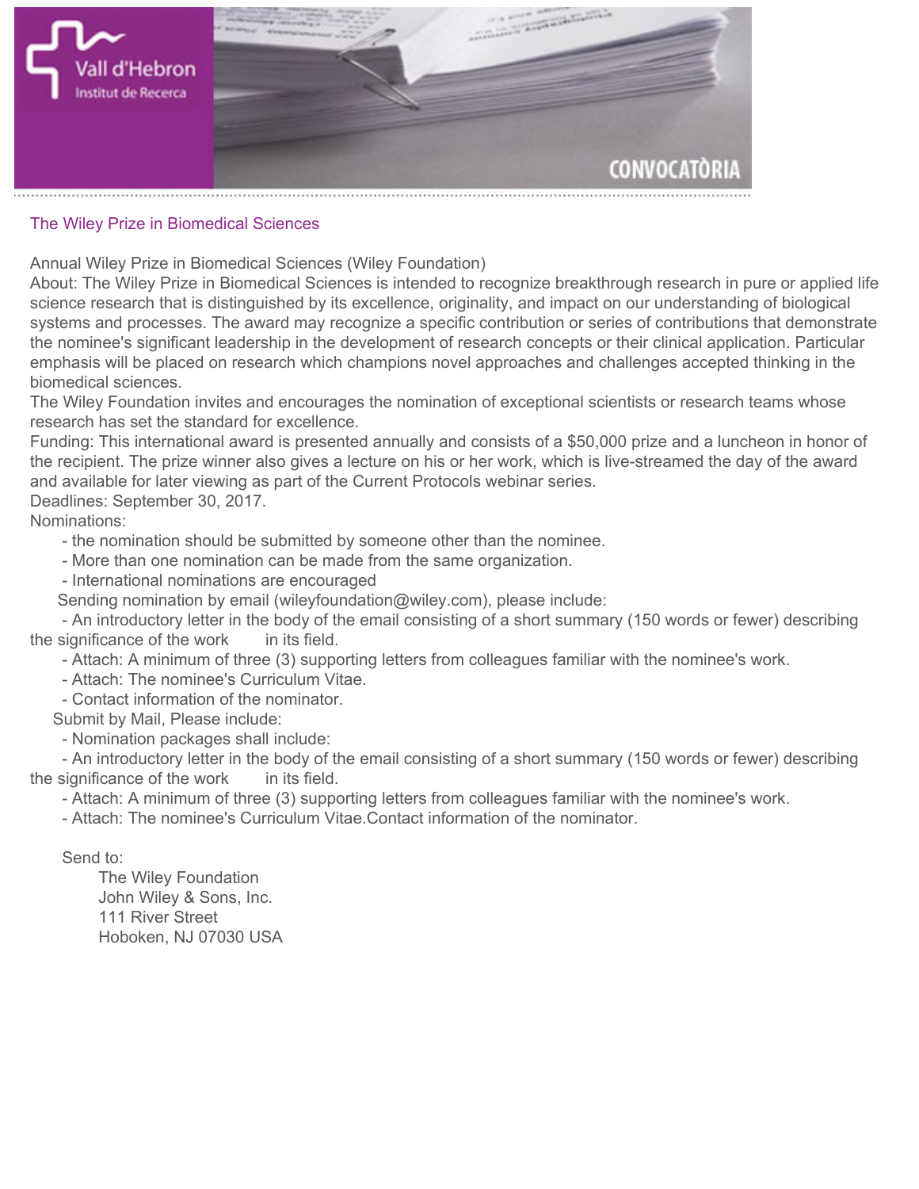Vall d'Hebron
Institut de Recerca

CONVOCATÒRIA

## The Wiley Prize in Biomedical Sciences

Annual Wiley Prize in Biomedical Sciences (Wiley Foundation)
About: The Wiley Prize in Biomedical Sciences is intended to recognize breakthrough research in pure or applied life science research that is distinguished by its excellence, originality, and impact on our understanding of biological systems and processes. The award may recognize a specific contribution or series of contributions that demonstrate the nominee's significant leadership in the development of research concepts or their clinical application. Particular emphasis will be placed on research which champions novel approaches and challenges accepted thinking in the biomedical sciences.
The Wiley Foundation invites and encourages the nomination of exceptional scientists or research teams whose research has set the standard for excellence.
Funding: This international award is presented annually and consists of a $50,000 prize and a luncheon in honor of the recipient. The prize winner also gives a lecture on his or her work, which is live-streamed the day of the award and available for later viewing as part of the Current Protocols webinar series.
Deadlines: September 30, 2017.
Nominations:

- the nomination should be submitted by someone other than the nominee.
- More than one nomination can be made from the same organization.
- International nominations are encouraged

Sending nomination by email (wileyfoundation@wiley.com), please include:

- An introductory letter in the body of the email consisting of a short summary (150 words or fewer) describing the significance of the work in its field.
- Attach: A minimum of three (3) supporting letters from colleagues familiar with the nominee's work.
- Attach: The nominee's Curriculum Vitae.
- Contact information of the nominator.

Submit by Mail, Please include:

- Nomination packages shall include:
- An introductory letter in the body of the email consisting of a short summary (150 words or fewer) describing the significance of the work in its field.
- Attach: A minimum of three (3) supporting letters from colleagues familiar with the nominee's work.
- Attach: The nominee's Curriculum Vitae.Contact information of the nominator.

Send to:

The Wiley Foundation
John Wiley & Sons, Inc.
111 River Street
Hoboken, NJ 07030 USA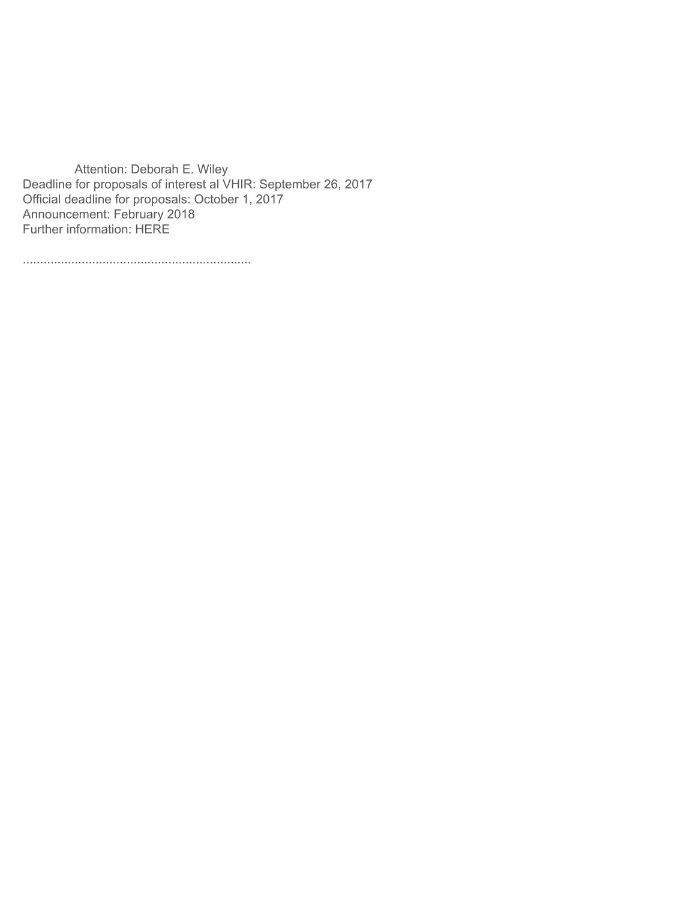Attention: Deborah E. Wiley
Deadline for proposals of interest al VHIR: September 26, 2017
Official deadline for proposals: October 1, 2017
Announcement: February 2018
Further information: HERE

.................................................................